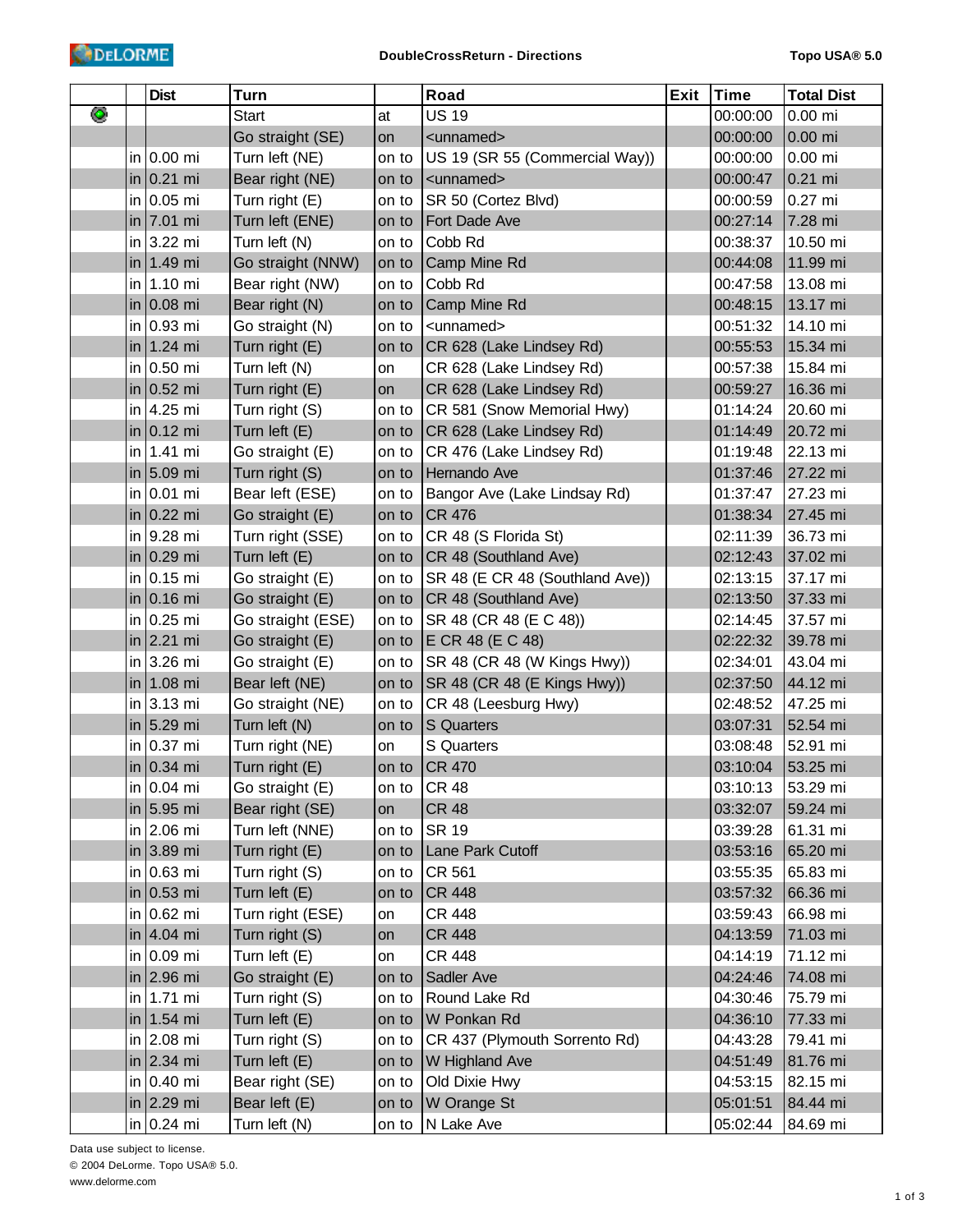**DoubleCrossReturn - Directions**

**Topo USA® 5.0**

| | | Dist | Turn | | Road | Exit | Time | Total Dist |
|---|---|---|---|---|---|---|---|---|
| | | | Start | at | US 19 | | 00:00:00 | 0.00 mi |
| | | | Go straight (SE) | on | <unnamed> | | 00:00:00 | 0.00 mi |
| | in | 0.00 mi | Turn left (NE) | on to | US 19 (SR 55 (Commercial Way)) | | 00:00:00 | 0.00 mi |
| | in | 0.21 mi | Bear right (NE) | on to | <unnamed> | | 00:00:47 | 0.21 mi |
| | in | 0.05 mi | Turn right (E) | on to | SR 50 (Cortez Blvd) | | 00:00:59 | 0.27 mi |
| | in | 7.01 mi | Turn left (ENE) | on to | Fort Dade Ave | | 00:27:14 | 7.28 mi |
| | in | 3.22 mi | Turn left (N) | on to | Cobb Rd | | 00:38:37 | 10.50 mi |
| | in | 1.49 mi | Go straight (NNW) | on to | Camp Mine Rd | | 00:44:08 | 11.99 mi |
| | in | 1.10 mi | Bear right (NW) | on to | Cobb Rd | | 00:47:58 | 13.08 mi |
| | in | 0.08 mi | Bear right (N) | on to | Camp Mine Rd | | 00:48:15 | 13.17 mi |
| | in | 0.93 mi | Go straight (N) | on to | <unnamed> | | 00:51:32 | 14.10 mi |
| | in | 1.24 mi | Turn right (E) | on to | CR 628 (Lake Lindsey Rd) | | 00:55:53 | 15.34 mi |
| | in | 0.50 mi | Turn left (N) | on | CR 628 (Lake Lindsey Rd) | | 00:57:38 | 15.84 mi |
| | in | 0.52 mi | Turn right (E) | on | CR 628 (Lake Lindsey Rd) | | 00:59:27 | 16.36 mi |
| | in | 4.25 mi | Turn right (S) | on to | CR 581 (Snow Memorial Hwy) | | 01:14:24 | 20.60 mi |
| | in | 0.12 mi | Turn left (E) | on to | CR 628 (Lake Lindsey Rd) | | 01:14:49 | 20.72 mi |
| | in | 1.41 mi | Go straight (E) | on to | CR 476 (Lake Lindsey Rd) | | 01:19:48 | 22.13 mi |
| | in | 5.09 mi | Turn right (S) | on to | Hernando Ave | | 01:37:46 | 27.22 mi |
| | in | 0.01 mi | Bear left (ESE) | on to | Bangor Ave (Lake Lindsay Rd) | | 01:37:47 | 27.23 mi |
| | in | 0.22 mi | Go straight (E) | on to | CR 476 | | 01:38:34 | 27.45 mi |
| | in | 9.28 mi | Turn right (SSE) | on to | CR 48 (S Florida St) | | 02:11:39 | 36.73 mi |
| | in | 0.29 mi | Turn left (E) | on to | CR 48 (Southland Ave) | | 02:12:43 | 37.02 mi |
| | in | 0.15 mi | Go straight (E) | on to | SR 48 (E CR 48 (Southland Ave)) | | 02:13:15 | 37.17 mi |
| | in | 0.16 mi | Go straight (E) | on to | CR 48 (Southland Ave) | | 02:13:50 | 37.33 mi |
| | in | 0.25 mi | Go straight (ESE) | on to | SR 48 (CR 48 (E C 48)) | | 02:14:45 | 37.57 mi |
| | in | 2.21 mi | Go straight (E) | on to | E CR 48 (E C 48) | | 02:22:32 | 39.78 mi |
| | in | 3.26 mi | Go straight (E) | on to | SR 48 (CR 48 (W Kings Hwy)) | | 02:34:01 | 43.04 mi |
| | in | 1.08 mi | Bear left (NE) | on to | SR 48 (CR 48 (E Kings Hwy)) | | 02:37:50 | 44.12 mi |
| | in | 3.13 mi | Go straight (NE) | on to | CR 48 (Leesburg Hwy) | | 02:48:52 | 47.25 mi |
| | in | 5.29 mi | Turn left (N) | on to | S Quarters | | 03:07:31 | 52.54 mi |
| | in | 0.37 mi | Turn right (NE) | on | S Quarters | | 03:08:48 | 52.91 mi |
| | in | 0.34 mi | Turn right (E) | on to | CR 470 | | 03:10:04 | 53.25 mi |
| | in | 0.04 mi | Go straight (E) | on to | CR 48 | | 03:10:13 | 53.29 mi |
| | in | 5.95 mi | Bear right (SE) | on | CR 48 | | 03:32:07 | 59.24 mi |
| | in | 2.06 mi | Turn left (NNE) | on to | SR 19 | | 03:39:28 | 61.31 mi |
| | in | 3.89 mi | Turn right (E) | on to | Lane Park Cutoff | | 03:53:16 | 65.20 mi |
| | in | 0.63 mi | Turn right (S) | on to | CR 561 | | 03:55:35 | 65.83 mi |
| | in | 0.53 mi | Turn left (E) | on to | CR 448 | | 03:57:32 | 66.36 mi |
| | in | 0.62 mi | Turn right (ESE) | on | CR 448 | | 03:59:43 | 66.98 mi |
| | in | 4.04 mi | Turn right (S) | on | CR 448 | | 04:13:59 | 71.03 mi |
| | in | 0.09 mi | Turn left (E) | on | CR 448 | | 04:14:19 | 71.12 mi |
| | in | 2.96 mi | Go straight (E) | on to | Sadler Ave | | 04:24:46 | 74.08 mi |
| | in | 1.71 mi | Turn right (S) | on to | Round Lake Rd | | 04:30:46 | 75.79 mi |
| | in | 1.54 mi | Turn left (E) | on to | W Ponkan Rd | | 04:36:10 | 77.33 mi |
| | in | 2.08 mi | Turn right (S) | on to | CR 437 (Plymouth Sorrento Rd) | | 04:43:28 | 79.41 mi |
| | in | 2.34 mi | Turn left (E) | on to | W Highland Ave | | 04:51:49 | 81.76 mi |
| | in | 0.40 mi | Bear right (SE) | on to | Old Dixie Hwy | | 04:53:15 | 82.15 mi |
| | in | 2.29 mi | Bear left (E) | on to | W Orange St | | 05:01:51 | 84.44 mi |
| | in | 0.24 mi | Turn left (N) | on to | N Lake Ave | | 05:02:44 | 84.69 mi |

Data use subject to license.
© 2004 DeLorme. Topo USA® 5.0.
www.delorme.com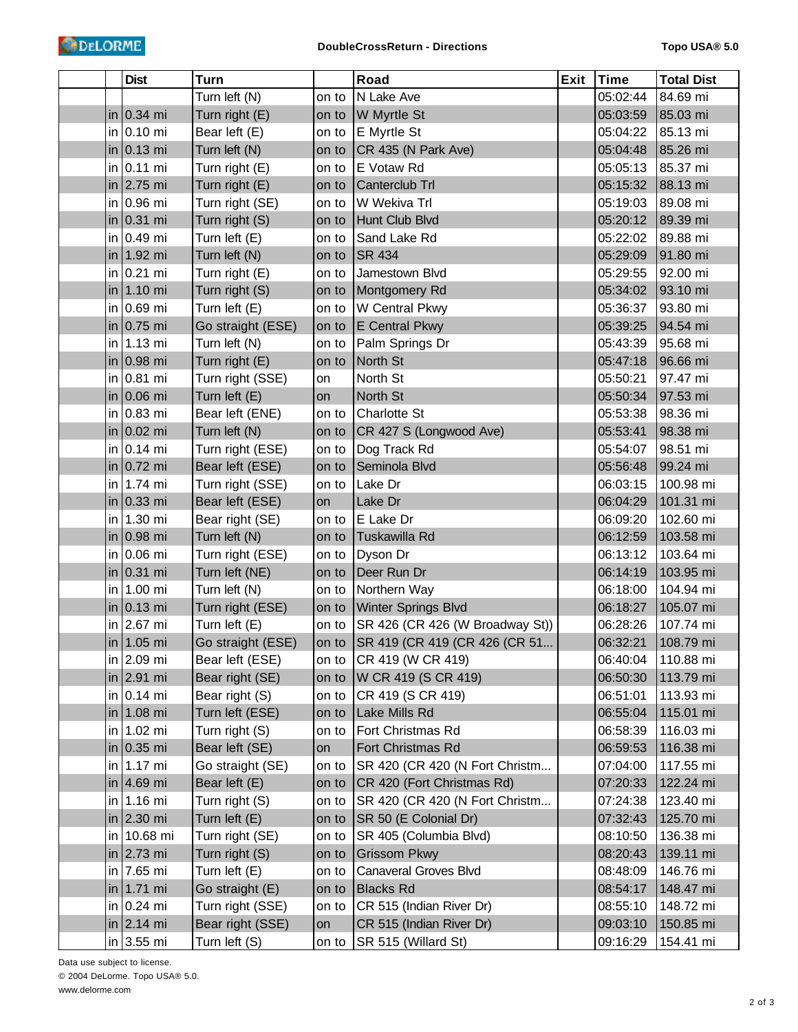| | | Dist | Turn | | Road | Exit | Time | Total Dist |
|---|---|---|---|---|---|---|---|---|
| | | | Turn left (N) | on to | N Lake Ave | | 05:02:44 | 84.69 mi |
| | in | 0.34 mi | Turn right (E) | on to | W Myrtle St | | 05:03:59 | 85.03 mi |
| | in | 0.10 mi | Bear left (E) | on to | E Myrtle St | | 05:04:22 | 85.13 mi |
| | in | 0.13 mi | Turn left (N) | on to | CR 435 (N Park Ave) | | 05:04:48 | 85.26 mi |
| | in | 0.11 mi | Turn right (E) | on to | E Votaw Rd | | 05:05:13 | 85.37 mi |
| | in | 2.75 mi | Turn right (E) | on to | Canterclub Trl | | 05:15:32 | 88.13 mi |
| | in | 0.96 mi | Turn right (SE) | on to | W Wekiva Trl | | 05:19:03 | 89.08 mi |
| | in | 0.31 mi | Turn right (S) | on to | Hunt Club Blvd | | 05:20:12 | 89.39 mi |
| | in | 0.49 mi | Turn left (E) | on to | Sand Lake Rd | | 05:22:02 | 89.88 mi |
| | in | 1.92 mi | Turn left (N) | on to | SR 434 | | 05:29:09 | 91.80 mi |
| | in | 0.21 mi | Turn right (E) | on to | Jamestown Blvd | | 05:29:55 | 92.00 mi |
| | in | 1.10 mi | Turn right (S) | on to | Montgomery Rd | | 05:34:02 | 93.10 mi |
| | in | 0.69 mi | Turn left (E) | on to | W Central Pkwy | | 05:36:37 | 93.80 mi |
| | in | 0.75 mi | Go straight (ESE) | on to | E Central Pkwy | | 05:39:25 | 94.54 mi |
| | in | 1.13 mi | Turn left (N) | on to | Palm Springs Dr | | 05:43:39 | 95.68 mi |
| | in | 0.98 mi | Turn right (E) | on to | North St | | 05:47:18 | 96.66 mi |
| | in | 0.81 mi | Turn right (SSE) | on | North St | | 05:50:21 | 97.47 mi |
| | in | 0.06 mi | Turn left (E) | on | North St | | 05:50:34 | 97.53 mi |
| | in | 0.83 mi | Bear left (ENE) | on to | Charlotte St | | 05:53:38 | 98.36 mi |
| | in | 0.02 mi | Turn left (N) | on to | CR 427 S (Longwood Ave) | | 05:53:41 | 98.38 mi |
| | in | 0.14 mi | Turn right (ESE) | on to | Dog Track Rd | | 05:54:07 | 98.51 mi |
| | in | 0.72 mi | Bear left (ESE) | on to | Seminola Blvd | | 05:56:48 | 99.24 mi |
| | in | 1.74 mi | Turn right (SSE) | on to | Lake Dr | | 06:03:15 | 100.98 mi |
| | in | 0.33 mi | Bear left (ESE) | on | Lake Dr | | 06:04:29 | 101.31 mi |
| | in | 1.30 mi | Bear right (SE) | on to | E Lake Dr | | 06:09:20 | 102.60 mi |
| | in | 0.98 mi | Turn left (N) | on to | Tuskawilla Rd | | 06:12:59 | 103.58 mi |
| | in | 0.06 mi | Turn right (ESE) | on to | Dyson Dr | | 06:13:12 | 103.64 mi |
| | in | 0.31 mi | Turn left (NE) | on to | Deer Run Dr | | 06:14:19 | 103.95 mi |
| | in | 1.00 mi | Turn left (N) | on to | Northern Way | | 06:18:00 | 104.94 mi |
| | in | 0.13 mi | Turn right (ESE) | on to | Winter Springs Blvd | | 06:18:27 | 105.07 mi |
| | in | 2.67 mi | Turn left (E) | on to | SR 426 (CR 426 (W Broadway St)) | | 06:28:26 | 107.74 mi |
| | in | 1.05 mi | Go straight (ESE) | on to | SR 419 (CR 419 (CR 426 (CR 51... | | 06:32:21 | 108.79 mi |
| | in | 2.09 mi | Bear left (ESE) | on to | CR 419 (W CR 419) | | 06:40:04 | 110.88 mi |
| | in | 2.91 mi | Bear right (SE) | on to | W CR 419 (S CR 419) | | 06:50:30 | 113.79 mi |
| | in | 0.14 mi | Bear right (S) | on to | CR 419 (S CR 419) | | 06:51:01 | 113.93 mi |
| | in | 1.08 mi | Turn left (ESE) | on to | Lake Mills Rd | | 06:55:04 | 115.01 mi |
| | in | 1.02 mi | Turn right (S) | on to | Fort Christmas Rd | | 06:58:39 | 116.03 mi |
| | in | 0.35 mi | Bear left (SE) | on | Fort Christmas Rd | | 06:59:53 | 116.38 mi |
| | in | 1.17 mi | Go straight (SE) | on to | SR 420 (CR 420 (N Fort Christm... | | 07:04:00 | 117.55 mi |
| | in | 4.69 mi | Bear left (E) | on to | CR 420 (Fort Christmas Rd) | | 07:20:33 | 122.24 mi |
| | in | 1.16 mi | Turn right (S) | on to | SR 420 (CR 420 (N Fort Christm... | | 07:24:38 | 123.40 mi |
| | in | 2.30 mi | Turn left (E) | on to | SR 50 (E Colonial Dr) | | 07:32:43 | 125.70 mi |
| | in | 10.68 mi | Turn right (SE) | on to | SR 405 (Columbia Blvd) | | 08:10:50 | 136.38 mi |
| | in | 2.73 mi | Turn right (S) | on to | Grissom Pkwy | | 08:20:43 | 139.11 mi |
| | in | 7.65 mi | Turn left (E) | on to | Canaveral Groves Blvd | | 08:48:09 | 146.76 mi |
| | in | 1.71 mi | Go straight (E) | on to | Blacks Rd | | 08:54:17 | 148.47 mi |
| | in | 0.24 mi | Turn right (SSE) | on to | CR 515 (Indian River Dr) | | 08:55:10 | 148.72 mi |
| | in | 2.14 mi | Bear right (SSE) | on | CR 515 (Indian River Dr) | | 09:03:10 | 150.85 mi |
| | in | 3.55 mi | Turn left (S) | on to | SR 515 (Willard St) | | 09:16:29 | 154.41 mi |

Data use subject to license.

© 2004 DeLorme. Topo USA® 5.0.

www.delorme.com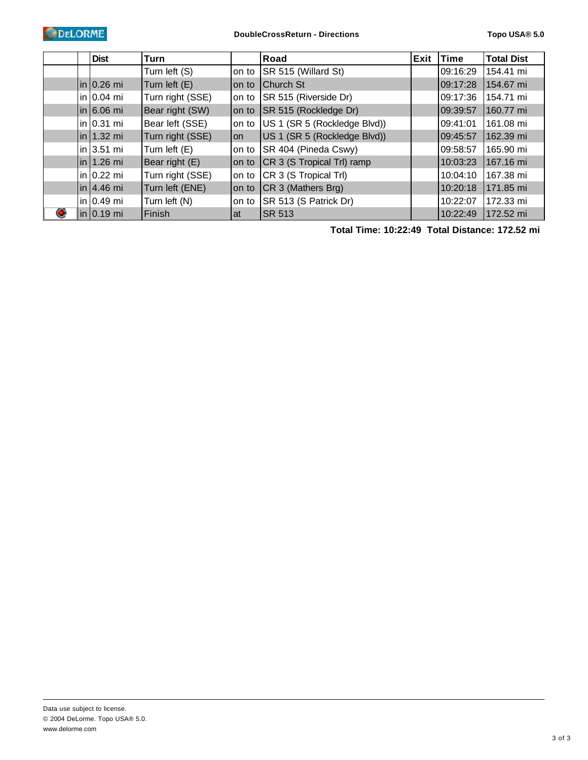| | | Dist | Turn | | Road | Exit | Time | Total Dist |
|---|---|---|---|---|---|---|---|---|
| | | | Turn left (S) | on to | SR 515 (Willard St) | | 09:16:29 | 154.41 mi |
| | in | 0.26 mi | Turn left (E) | on to | Church St | | 09:17:28 | 154.67 mi |
| | in | 0.04 mi | Turn right (SSE) | on to | SR 515 (Riverside Dr) | | 09:17:36 | 154.71 mi |
| | in | 6.06 mi | Bear right (SW) | on to | SR 515 (Rockledge Dr) | | 09:39:57 | 160.77 mi |
| | in | 0.31 mi | Bear left (SSE) | on to | US 1 (SR 5 (Rockledge Blvd)) | | 09:41:01 | 161.08 mi |
| | in | 1.32 mi | Turn right (SSE) | on | US 1 (SR 5 (Rockledge Blvd)) | | 09:45:57 | 162.39 mi |
| | in | 3.51 mi | Turn left (E) | on to | SR 404 (Pineda Cswy) | | 09:58:57 | 165.90 mi |
| | in | 1.26 mi | Bear right (E) | on to | CR 3 (S Tropical Trl) ramp | | 10:03:23 | 167.16 mi |
| | in | 0.22 mi | Turn right (SSE) | on to | CR 3 (S Tropical Trl) | | 10:04:10 | 167.38 mi |
| | in | 4.46 mi | Turn left (ENE) | on to | CR 3 (Mathers Brg) | | 10:20:18 | 171.85 mi |
| | in | 0.49 mi | Turn left (N) | on to | SR 513 (S Patrick Dr) | | 10:22:07 | 172.33 mi |
| | in | 0.19 mi | Finish | at | SR 513 | | 10:22:49 | 172.52 mi |

**Total Time: 10:22:49 Total Distance: 172.52 mi**

Data use subject to license.
© 2004 DeLorme. Topo USA® 5.0.
www.delorme.com